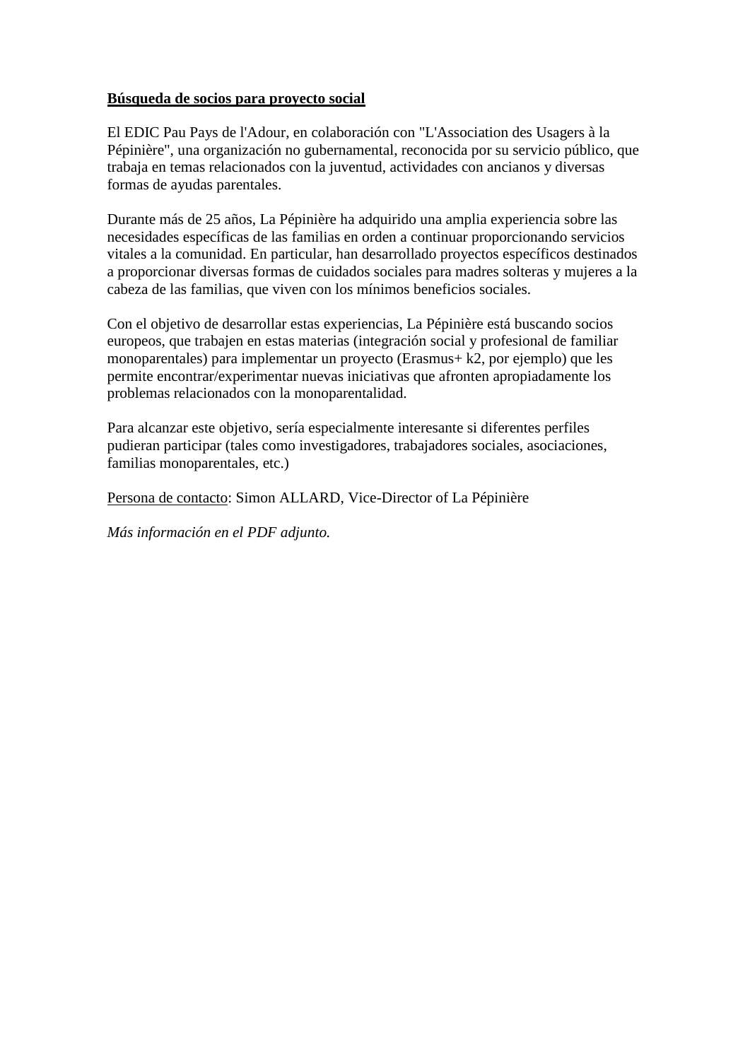**<u>Búsqueda de socios para proyecto social</u>**

El EDIC Pau Pays de l'Adour, en colaboración con "L'Association des Usagers à la Pépinière", una organización no gubernamental, reconocida por su servicio público, que trabaja en temas relacionados con la juventud, actividades con ancianos y diversas formas de ayudas parentales.

Durante más de 25 años, La Pépinière ha adquirido una amplia experiencia sobre las necesidades específicas de las familias en orden a continuar proporcionando servicios vitales a la comunidad. En particular, han desarrollado proyectos específicos destinados a proporcionar diversas formas de cuidados sociales para madres solteras y mujeres a la cabeza de las familias, que viven con los mínimos beneficios sociales.

Con el objetivo de desarrollar estas experiencias, La Pépinière está buscando socios europeos, que trabajen en estas materias (integración social y profesional de familiar monoparentales) para implementar un proyecto (Erasmus+ k2, por ejemplo) que les permite encontrar/experimentar nuevas iniciativas que afronten apropiadamente los problemas relacionados con la monoparentalidad.

Para alcanzar este objetivo, sería especialmente interesante si diferentes perfiles pudieran participar (tales como investigadores, trabajadores sociales, asociaciones, familias monoparentales, etc.)

<u>Persona de contacto</u>: Simon ALLARD, Vice-Director of La Pépinière

*Más información en el PDF adjunto.*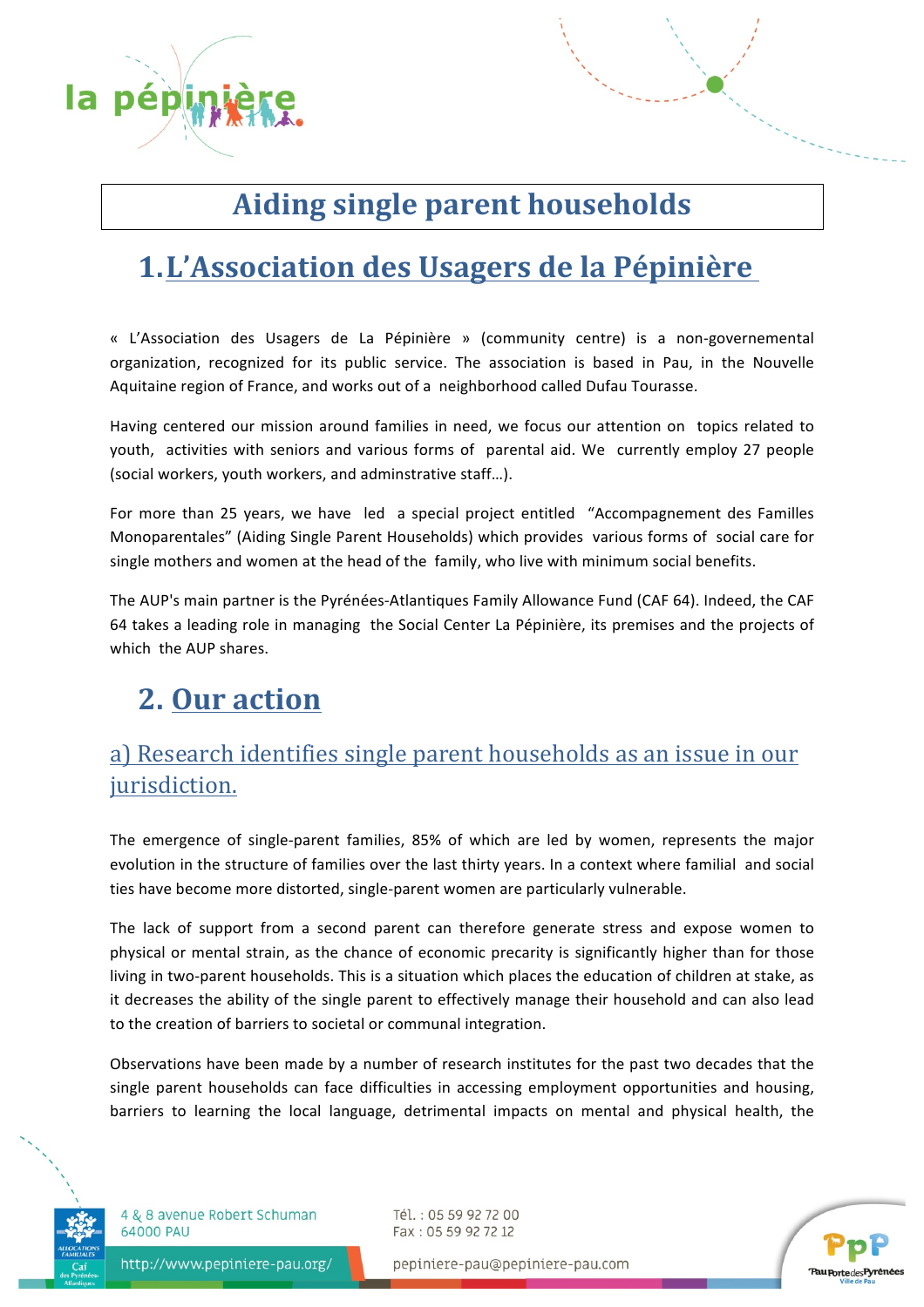# Aiding single parent households

## 1. L'Association des Usagers de la Pépinière

« L'Association des Usagers de La Pépinière » (community centre) is a non-governemental organization, recognized for its public service. The association is based in Pau, in the Nouvelle Aquitaine region of France, and works out of a neighborhood called Dufau Tourasse.

Having centered our mission around families in need, we focus our attention on topics related to youth, activities with seniors and various forms of parental aid. We currently employ 27 people (social workers, youth workers, and adminstrative staff…).

For more than 25 years, we have led a special project entitled "Accompagnement des Familles Monoparentales" (Aiding Single Parent Households) which provides various forms of social care for single mothers and women at the head of the family, who live with minimum social benefits.

The AUP's main partner is the Pyrénées-Atlantiques Family Allowance Fund (CAF 64). Indeed, the CAF 64 takes a leading role in managing the Social Center La Pépinière, its premises and the projects of which the AUP shares.

## 2. Our action

### a) Research identifies single parent households as an issue in our jurisdiction.

The emergence of single-parent families, 85% of which are led by women, represents the major evolution in the structure of families over the last thirty years. In a context where familial and social ties have become more distorted, single-parent women are particularly vulnerable.

The lack of support from a second parent can therefore generate stress and expose women to physical or mental strain, as the chance of economic precarity is significantly higher than for those living in two-parent households. This is a situation which places the education of children at stake, as it decreases the ability of the single parent to effectively manage their household and can also lead to the creation of barriers to societal or communal integration.

Observations have been made by a number of research institutes for the past two decades that the single parent households can face difficulties in accessing employment opportunities and housing, barriers to learning the local language, detrimental impacts on mental and physical health, the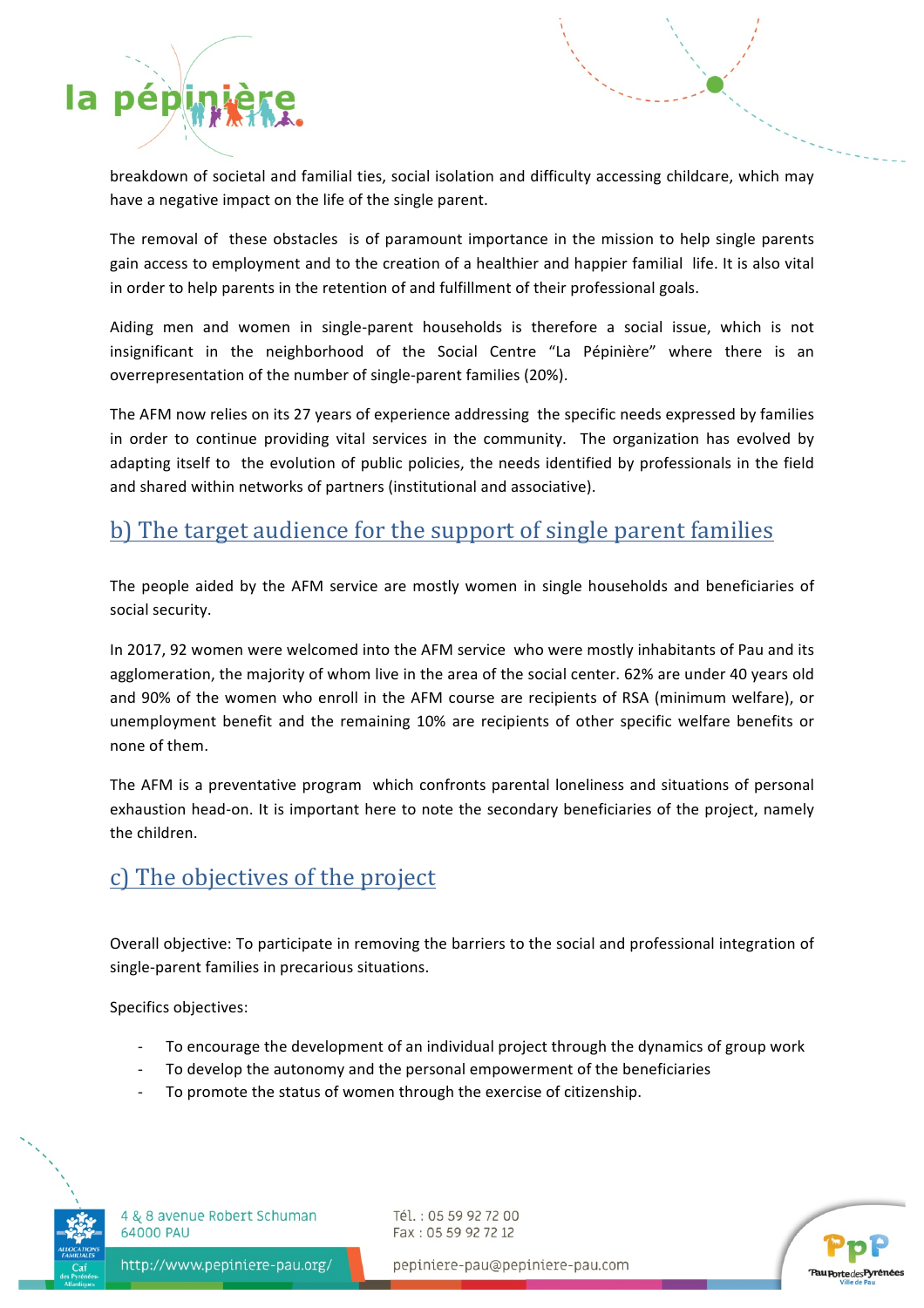breakdown of societal and familial ties, social isolation and difficulty accessing childcare, which may have a negative impact on the life of the single parent.

The removal of these obstacles is of paramount importance in the mission to help single parents gain access to employment and to the creation of a healthier and happier familial life. It is also vital in order to help parents in the retention of and fulfillment of their professional goals.

Aiding men and women in single-parent households is therefore a social issue, which is not insignificant in the neighborhood of the Social Centre "La Pépinière" where there is an overrepresentation of the number of single-parent families (20%).

The AFM now relies on its 27 years of experience addressing the specific needs expressed by families in order to continue providing vital services in the community. The organization has evolved by adapting itself to the evolution of public policies, the needs identified by professionals in the field and shared within networks of partners (institutional and associative).

## b) The target audience for the support of single parent families

The people aided by the AFM service are mostly women in single households and beneficiaries of social security.

In 2017, 92 women were welcomed into the AFM service who were mostly inhabitants of Pau and its agglomeration, the majority of whom live in the area of the social center. 62% are under 40 years old and 90% of the women who enroll in the AFM course are recipients of RSA (minimum welfare), or unemployment benefit and the remaining 10% are recipients of other specific welfare benefits or none of them.

The AFM is a preventative program which confronts parental loneliness and situations of personal exhaustion head-on. It is important here to note the secondary beneficiaries of the project, namely the children.

## c) The objectives of the project

Overall objective: To participate in removing the barriers to the social and professional integration of single-parent families in precarious situations.

Specifics objectives:

- To encourage the development of an individual project through the dynamics of group work
- To develop the autonomy and the personal empowerment of the beneficiaries
- To promote the status of women through the exercise of citizenship.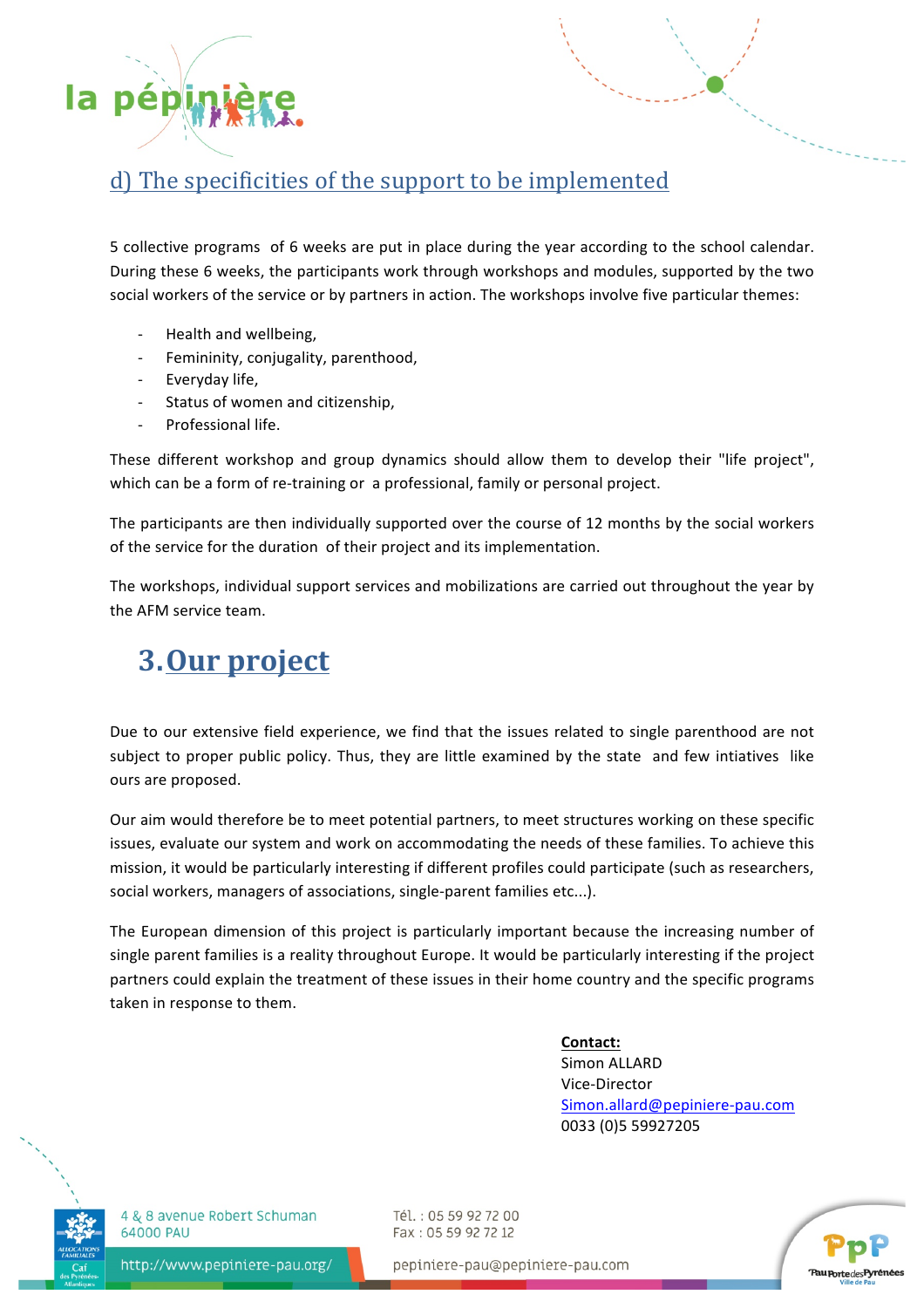## d) The specificities of the support to be implemented

5 collective programs of 6 weeks are put in place during the year according to the school calendar. During these 6 weeks, the participants work through workshops and modules, supported by the two social workers of the service or by partners in action. The workshops involve five particular themes:

- Health and wellbeing,
- Femininity, conjugality, parenthood,
- Everyday life,
- Status of women and citizenship,
- Professional life.

These different workshop and group dynamics should allow them to develop their "life project", which can be a form of re-training or a professional, family or personal project.

The participants are then individually supported over the course of 12 months by the social workers of the service for the duration of their project and its implementation.

The workshops, individual support services and mobilizations are carried out throughout the year by the AFM service team.

# 3. Our project

Due to our extensive field experience, we find that the issues related to single parenthood are not subject to proper public policy. Thus, they are little examined by the state and few intiatives like ours are proposed.

Our aim would therefore be to meet potential partners, to meet structures working on these specific issues, evaluate our system and work on accommodating the needs of these families. To achieve this mission, it would be particularly interesting if different profiles could participate (such as researchers, social workers, managers of associations, single-parent families etc...).

The European dimension of this project is particularly important because the increasing number of single parent families is a reality throughout Europe. It would be particularly interesting if the project partners could explain the treatment of these issues in their home country and the specific programs taken in response to them.

**Contact:**
Simon ALLARD
Vice-Director
Simon.allard@pepiniere-pau.com
0033 (0)5 59927205

4 & 8 avenue Robert Schuman
64000 PAU
Tél. : 05 59 92 72 00
Fax : 05 59 92 72 12
http://www.pepiniere-pau.org/
pepiniere-pau@pepiniere-pau.com